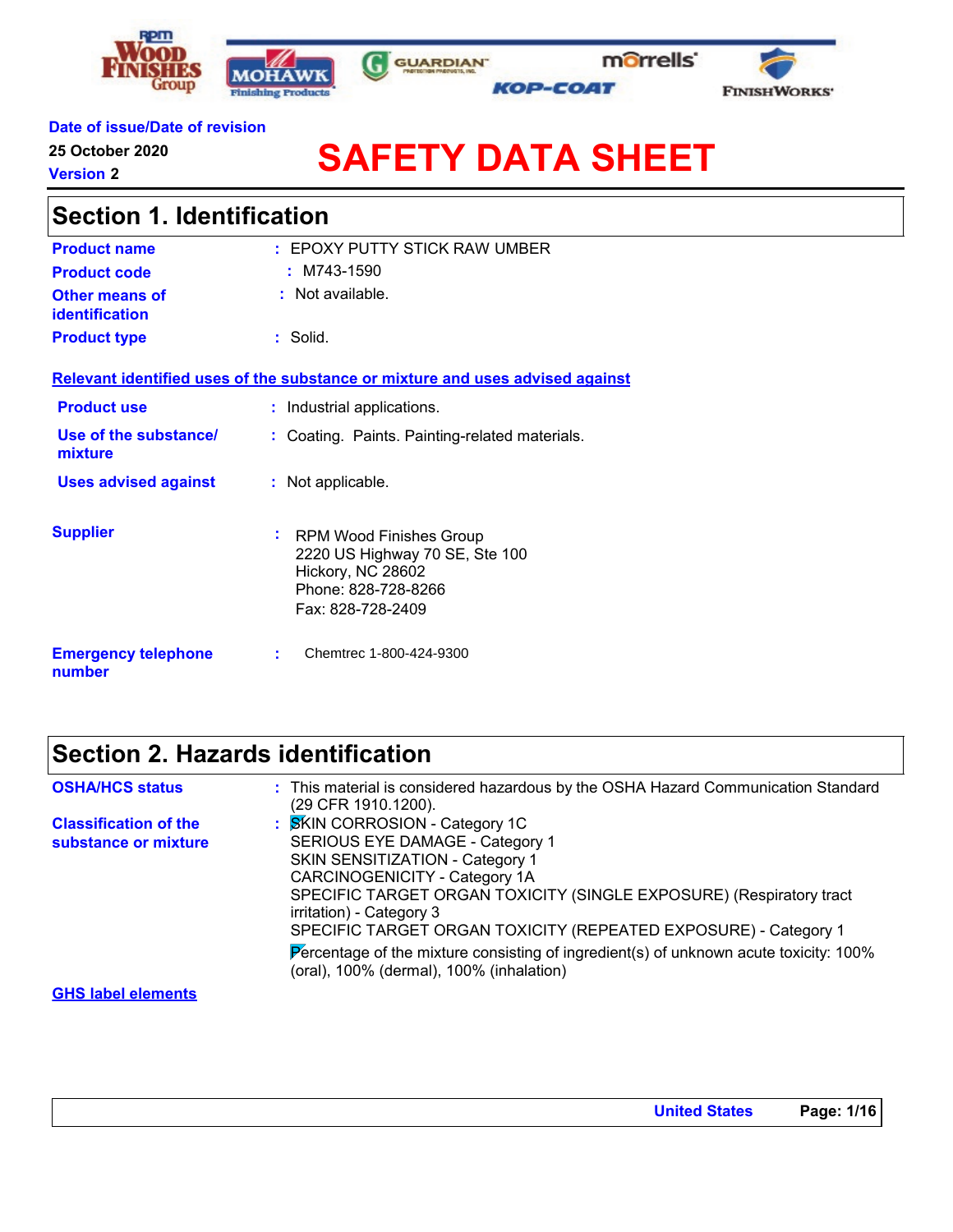Date of issue/Date of revision

25 October 2020

Version 2

# SAFETY DATA SHEET

## Section 1. Identification

**Product name** : EPOXY PUTTY STICK RAW UMBER

**Product code** : M743-1590

**Other means of identification** : Not available.

**Product type** : Solid.

**Relevant identified uses of the substance or mixture and uses advised against**

**Product use** : Industrial applications.

**Use of the substance/ mixture** : Coating. Paints. Painting-related materials.

**Uses advised against** : Not applicable.

**Supplier** : RPM Wood Finishes Group
2220 US Highway 70 SE, Ste 100
Hickory, NC 28602
Phone: 828-728-8266
Fax: 828-728-2409

**Emergency telephone number** : Chemtrec 1-800-424-9300

## Section 2. Hazards identification

**OSHA/HCS status** : This material is considered hazardous by the OSHA Hazard Communication Standard (29 CFR 1910.1200).

**Classification of the substance or mixture** : SKIN CORROSION - Category 1C
SERIOUS EYE DAMAGE - Category 1
SKIN SENSITIZATION - Category 1
CARCINOGENICITY - Category 1A
SPECIFIC TARGET ORGAN TOXICITY (SINGLE EXPOSURE) (Respiratory tract irritation) - Category 3
SPECIFIC TARGET ORGAN TOXICITY (REPEATED EXPOSURE) - Category 1

Percentage of the mixture consisting of ingredient(s) of unknown acute toxicity: 100% (oral), 100% (dermal), 100% (inhalation)

**GHS label elements**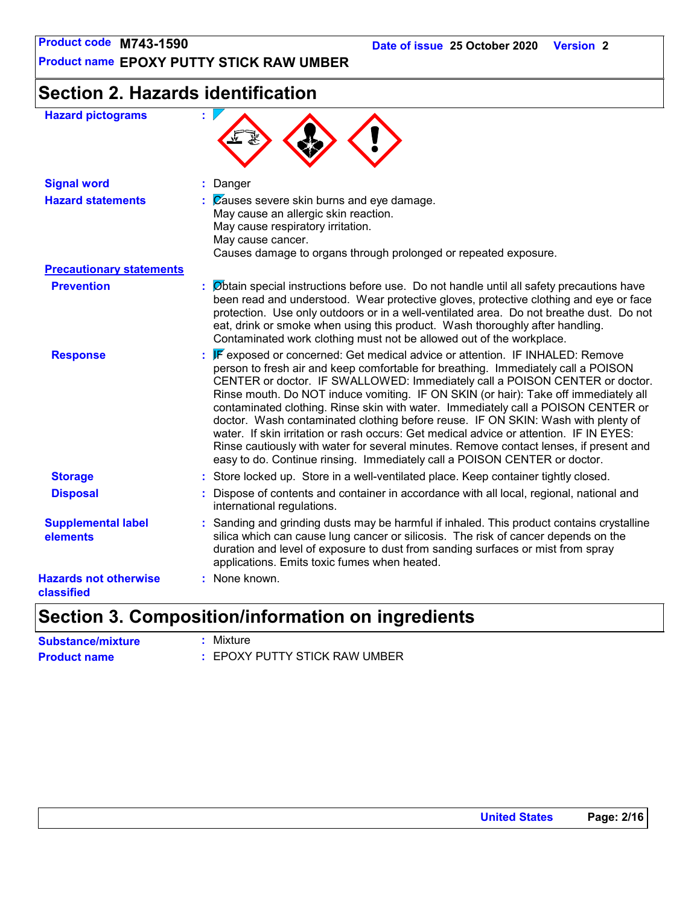# Section 2. Hazards identification

**Hazard pictograms** :

**Signal word** : Danger

**Hazard statements** : Causes severe skin burns and eye damage.
May cause an allergic skin reaction.
May cause respiratory irritation.
May cause cancer.
Causes damage to organs through prolonged or repeated exposure.

**Precautionary statements**

**Prevention** : Obtain special instructions before use. Do not handle until all safety precautions have been read and understood. Wear protective gloves, protective clothing and eye or face protection. Use only outdoors or in a well-ventilated area. Do not breathe dust. Do not eat, drink or smoke when using this product. Wash thoroughly after handling. Contaminated work clothing must not be allowed out of the workplace.

**Response** : IF exposed or concerned: Get medical advice or attention. IF INHALED: Remove person to fresh air and keep comfortable for breathing. Immediately call a POISON CENTER or doctor. IF SWALLOWED: Immediately call a POISON CENTER or doctor. Rinse mouth. Do NOT induce vomiting. IF ON SKIN (or hair): Take off immediately all contaminated clothing. Rinse skin with water. Immediately call a POISON CENTER or doctor. Wash contaminated clothing before reuse. IF ON SKIN: Wash with plenty of water. If skin irritation or rash occurs: Get medical advice or attention. IF IN EYES: Rinse cautiously with water for several minutes. Remove contact lenses, if present and easy to do. Continue rinsing. Immediately call a POISON CENTER or doctor.

**Storage** : Store locked up. Store in a well-ventilated place. Keep container tightly closed.

**Disposal** : Dispose of contents and container in accordance with all local, regional, national and international regulations.

**Supplemental label elements** : Sanding and grinding dusts may be harmful if inhaled. This product contains crystalline silica which can cause lung cancer or silicosis. The risk of cancer depends on the duration and level of exposure to dust from sanding surfaces or mist from spray applications. Emits toxic fumes when heated.

**Hazards not otherwise classified** : None known.

# Section 3. Composition/information on ingredients

**Substance/mixture** : Mixture

**Product name** : EPOXY PUTTY STICK RAW UMBER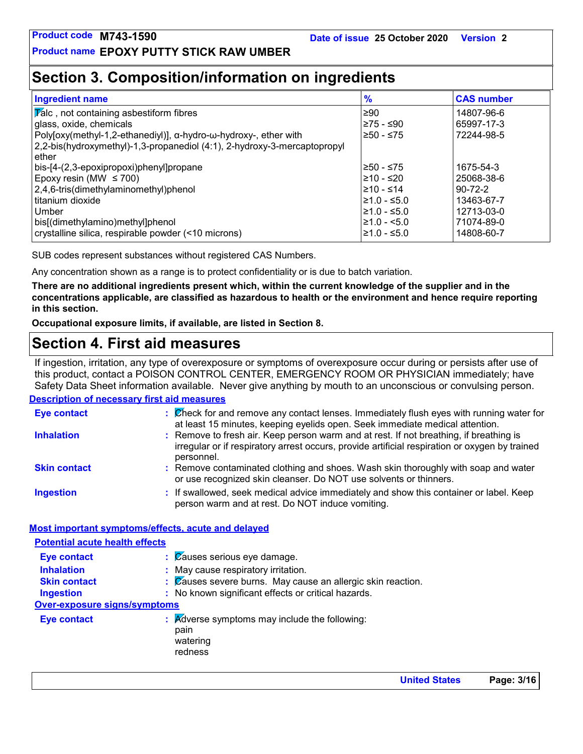## Section 3. Composition/information on ingredients

| Ingredient name | % | CAS number |
|---|---|---|
| Talc , not containing asbestiform fibres | ≥90 | 14807-96-6 |
| glass, oxide, chemicals | ≥75 - ≤90 | 65997-17-3 |
| Poly[oxy(methyl-1,2-ethanediyl)], α-hydro-ω-hydroxy-, ether with 2,2-bis(hydroxymethyl)-1,3-propanediol (4:1), 2-hydroxy-3-mercaptopropyl ether | ≥50 - ≤75 | 72244-98-5 |
| bis-[4-(2,3-epoxipropoxi)phenyl]propane | ≥50 - ≤75 | 1675-54-3 |
| Epoxy resin (MW ≤ 700) | ≥10 - ≤20 | 25068-38-6 |
| 2,4,6-tris(dimethylaminomethyl)phenol | ≥10 - ≤14 | 90-72-2 |
| titanium dioxide | ≥1.0 - ≤5.0 | 13463-67-7 |
| Umber | ≥1.0 - ≤5.0 | 12713-03-0 |
| bis[(dimethylamino)methyl]phenol | ≥1.0 - <5.0 | 71074-89-0 |
| crystalline silica, respirable powder (<10 microns) | ≥1.0 - ≤5.0 | 14808-60-7 |

SUB codes represent substances without registered CAS Numbers.

Any concentration shown as a range is to protect confidentiality or is due to batch variation.

**There are no additional ingredients present which, within the current knowledge of the supplier and in the concentrations applicable, are classified as hazardous to health or the environment and hence require reporting in this section.**

**Occupational exposure limits, if available, are listed in Section 8.**

## Section 4. First aid measures

If ingestion, irritation, any type of overexposure or symptoms of overexposure occur during or persists after use of this product, contact a POISON CONTROL CENTER, EMERGENCY ROOM OR PHYSICIAN immediately; have Safety Data Sheet information available. Never give anything by mouth to an unconscious or convulsing person.

**Description of necessary first aid measures**

**Eye contact** : Check for and remove any contact lenses. Immediately flush eyes with running water for at least 15 minutes, keeping eyelids open. Seek immediate medical attention.

**Inhalation** : Remove to fresh air. Keep person warm and at rest. If not breathing, if breathing is irregular or if respiratory arrest occurs, provide artificial respiration or oxygen by trained personnel.

**Skin contact** : Remove contaminated clothing and shoes. Wash skin thoroughly with soap and water or use recognized skin cleanser. Do NOT use solvents or thinners.

**Ingestion** : If swallowed, seek medical advice immediately and show this container or label. Keep person warm and at rest. Do NOT induce vomiting.

**Most important symptoms/effects, acute and delayed**

**Potential acute health effects**

**Eye contact** : Causes serious eye damage.

**Inhalation** : May cause respiratory irritation.

**Skin contact** : Causes severe burns. May cause an allergic skin reaction.

**Ingestion** : No known significant effects or critical hazards.

**Over-exposure signs/symptoms**

**Eye contact** : Adverse symptoms may include the following:
pain
watering
redness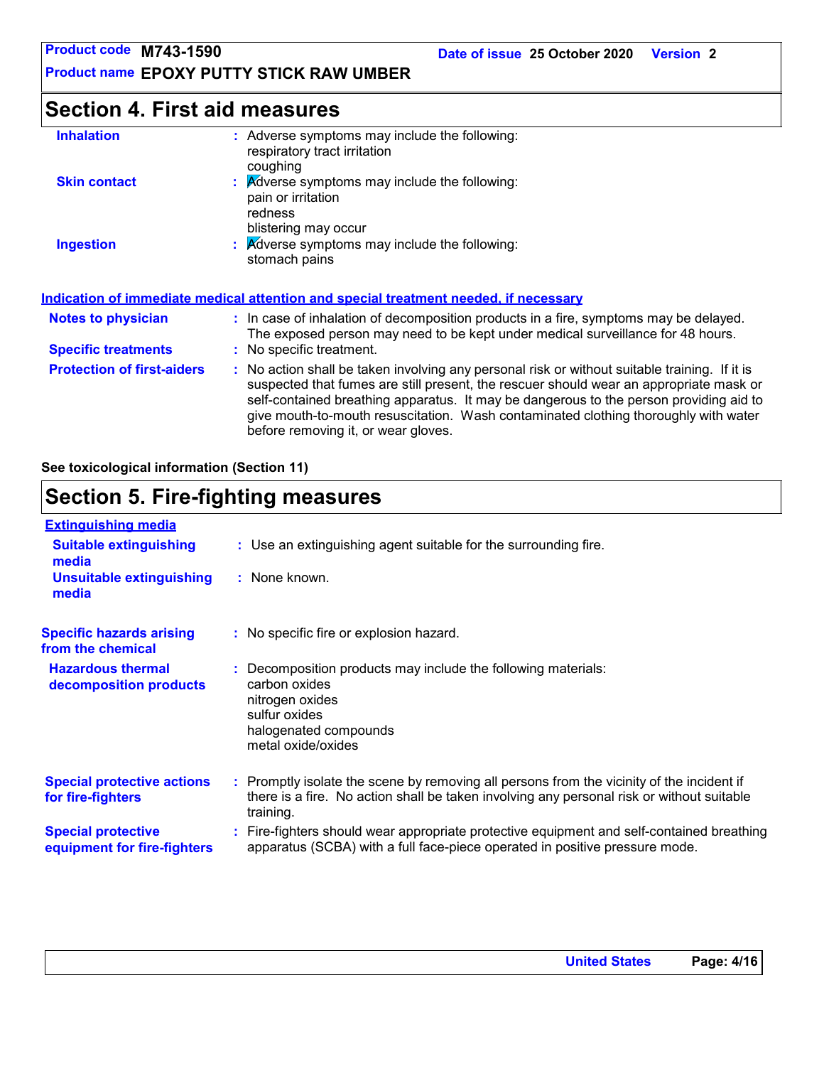## Section 4. First aid measures

| | |
|---|---|
| **Inhalation** | : Adverse symptoms may include the following:<br>respiratory tract irritation<br>coughing |
| **Skin contact** | : Adverse symptoms may include the following:<br>pain or irritation<br>redness<br>blistering may occur |
| **Ingestion** | : Adverse symptoms may include the following:<br>stomach pains |

**Indication of immediate medical attention and special treatment needed, if necessary**

| | |
|---|---|
| **Notes to physician** | : In case of inhalation of decomposition products in a fire, symptoms may be delayed. The exposed person may need to be kept under medical surveillance for 48 hours. |
| **Specific treatments** | : No specific treatment. |
| **Protection of first-aiders** | : No action shall be taken involving any personal risk or without suitable training. If it is suspected that fumes are still present, the rescuer should wear an appropriate mask or self-contained breathing apparatus. It may be dangerous to the person providing aid to give mouth-to-mouth resuscitation. Wash contaminated clothing thoroughly with water before removing it, or wear gloves. |

**See toxicological information (Section 11)**

## Section 5. Fire-fighting measures

**Extinguishing media**

| | |
|---|---|
| **Suitable extinguishing media** | : Use an extinguishing agent suitable for the surrounding fire. |
| **Unsuitable extinguishing media** | : None known. |
| **Specific hazards arising from the chemical** | : No specific fire or explosion hazard. |
| **Hazardous thermal decomposition products** | : Decomposition products may include the following materials:<br>carbon oxides<br>nitrogen oxides<br>sulfur oxides<br>halogenated compounds<br>metal oxide/oxides |
| **Special protective actions for fire-fighters** | : Promptly isolate the scene by removing all persons from the vicinity of the incident if there is a fire. No action shall be taken involving any personal risk or without suitable training. |
| **Special protective equipment for fire-fighters** | : Fire-fighters should wear appropriate protective equipment and self-contained breathing apparatus (SCBA) with a full face-piece operated in positive pressure mode. |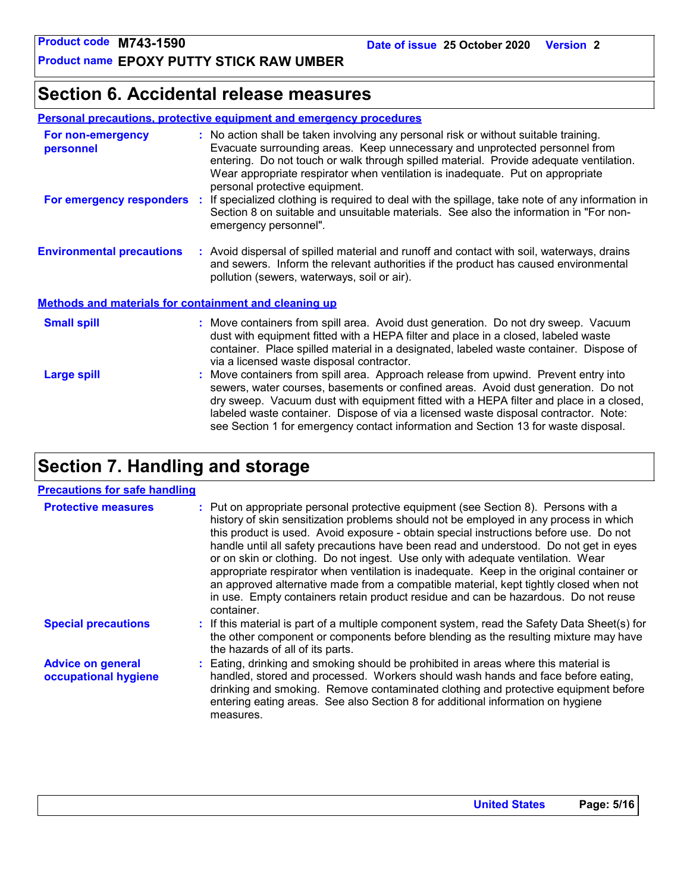## Section 6. Accidental release measures

### Personal precautions, protective equipment and emergency procedures

**For non-emergency personnel** : No action shall be taken involving any personal risk or without suitable training. Evacuate surrounding areas. Keep unnecessary and unprotected personnel from entering. Do not touch or walk through spilled material. Provide adequate ventilation. Wear appropriate respirator when ventilation is inadequate. Put on appropriate personal protective equipment.

**For emergency responders** : If specialized clothing is required to deal with the spillage, take note of any information in Section 8 on suitable and unsuitable materials. See also the information in "For non-emergency personnel".

**Environmental precautions** : Avoid dispersal of spilled material and runoff and contact with soil, waterways, drains and sewers. Inform the relevant authorities if the product has caused environmental pollution (sewers, waterways, soil or air).

### Methods and materials for containment and cleaning up

**Small spill** : Move containers from spill area. Avoid dust generation. Do not dry sweep. Vacuum dust with equipment fitted with a HEPA filter and place in a closed, labeled waste container. Place spilled material in a designated, labeled waste container. Dispose of via a licensed waste disposal contractor.

**Large spill** : Move containers from spill area. Approach release from upwind. Prevent entry into sewers, water courses, basements or confined areas. Avoid dust generation. Do not dry sweep. Vacuum dust with equipment fitted with a HEPA filter and place in a closed, labeled waste container. Dispose of via a licensed waste disposal contractor. Note: see Section 1 for emergency contact information and Section 13 for waste disposal.

## Section 7. Handling and storage

### Precautions for safe handling

**Protective measures** : Put on appropriate personal protective equipment (see Section 8). Persons with a history of skin sensitization problems should not be employed in any process in which this product is used. Avoid exposure - obtain special instructions before use. Do not handle until all safety precautions have been read and understood. Do not get in eyes or on skin or clothing. Do not ingest. Use only with adequate ventilation. Wear appropriate respirator when ventilation is inadequate. Keep in the original container or an approved alternative made from a compatible material, kept tightly closed when not in use. Empty containers retain product residue and can be hazardous. Do not reuse container.

**Special precautions** : If this material is part of a multiple component system, read the Safety Data Sheet(s) for the other component or components before blending as the resulting mixture may have the hazards of all of its parts.

**Advice on general occupational hygiene** : Eating, drinking and smoking should be prohibited in areas where this material is handled, stored and processed. Workers should wash hands and face before eating, drinking and smoking. Remove contaminated clothing and protective equipment before entering eating areas. See also Section 8 for additional information on hygiene measures.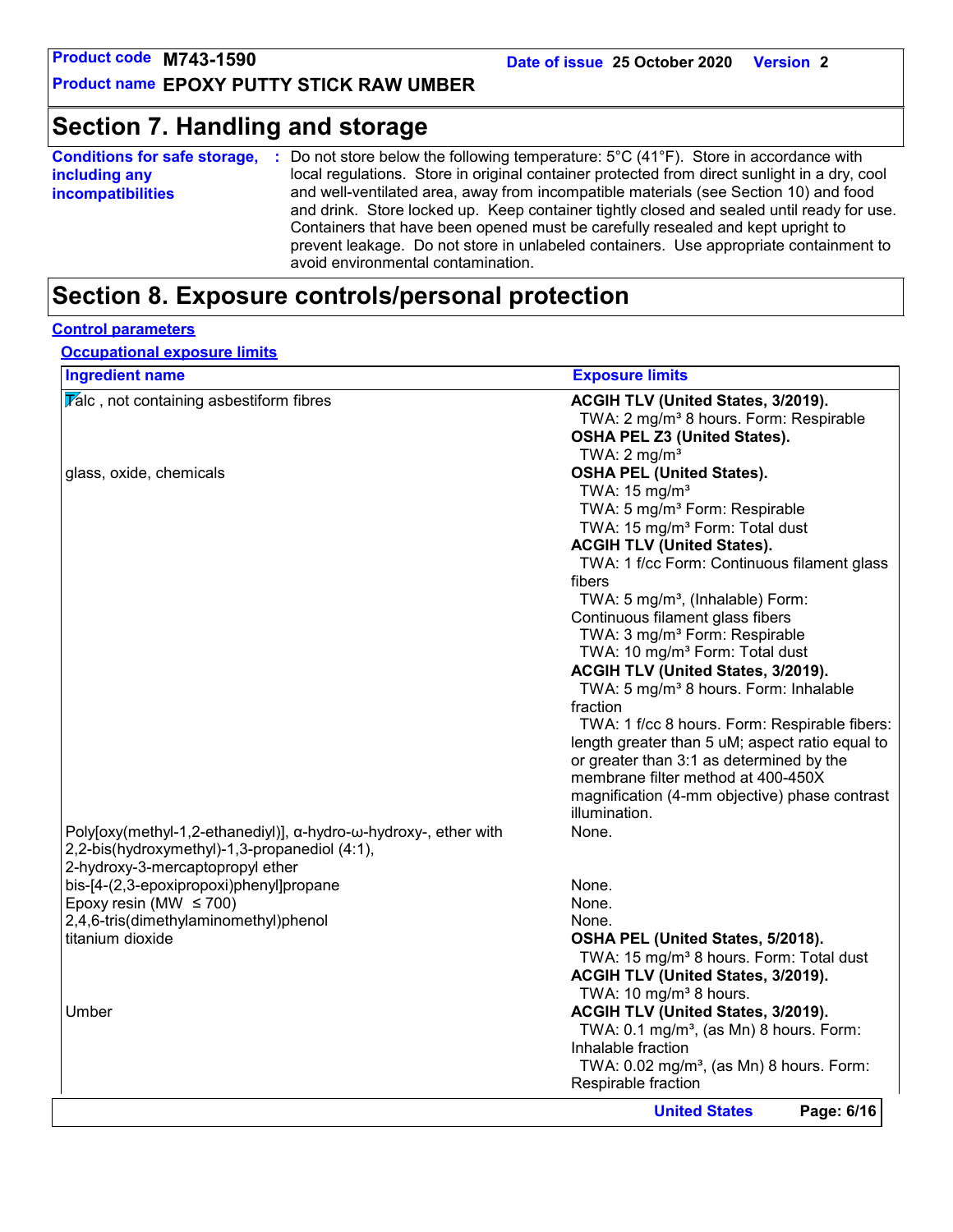## Section 7. Handling and storage

**Conditions for safe storage, including any incompatibilities** : Do not store below the following temperature: 5°C (41°F). Store in accordance with local regulations. Store in original container protected from direct sunlight in a dry, cool and well-ventilated area, away from incompatible materials (see Section 10) and food and drink. Store locked up. Keep container tightly closed and sealed until ready for use. Containers that have been opened must be carefully resealed and kept upright to prevent leakage. Do not store in unlabeled containers. Use appropriate containment to avoid environmental contamination.

## Section 8. Exposure controls/personal protection

**Control parameters**

**Occupational exposure limits**

| Ingredient name | Exposure limits |
|---|---|
| Talc , not containing asbestiform fibres | **ACGIH TLV (United States, 3/2019).**<br>TWA: 2 mg/m³ 8 hours. Form: Respirable<br>**OSHA PEL Z3 (United States).**<br>TWA: 2 mg/m³ |
| glass, oxide, chemicals | **OSHA PEL (United States).**<br>TWA: 15 mg/m³<br>TWA: 5 mg/m³ Form: Respirable<br>TWA: 15 mg/m³ Form: Total dust<br>**ACGIH TLV (United States).**<br>TWA: 1 f/cc Form: Continuous filament glass fibers<br>TWA: 5 mg/m³, (Inhalable) Form: Continuous filament glass fibers<br>TWA: 3 mg/m³ Form: Respirable<br>TWA: 10 mg/m³ Form: Total dust<br>**ACGIH TLV (United States, 3/2019).**<br>TWA: 5 mg/m³ 8 hours. Form: Inhalable fraction<br>TWA: 1 f/cc 8 hours. Form: Respirable fibers: length greater than 5 uM; aspect ratio equal to or greater than 3:1 as determined by the membrane filter method at 400-450X magnification (4-mm objective) phase contrast illumination. |
| Poly[oxy(methyl-1,2-ethanediyl)], α-hydro-ω-hydroxy-, ether with 2,2-bis(hydroxymethyl)-1,3-propanediol (4:1), 2-hydroxy-3-mercaptopropyl ether | None. |
| bis-[4-(2,3-epoxipropoxi)phenyl]propane | None. |
| Epoxy resin (MW ≤ 700) | None. |
| 2,4,6-tris(dimethylaminomethyl)phenol | None. |
| titanium dioxide | **OSHA PEL (United States, 5/2018).**<br>TWA: 15 mg/m³ 8 hours. Form: Total dust<br>**ACGIH TLV (United States, 3/2019).**<br>TWA: 10 mg/m³ 8 hours. |
| Umber | **ACGIH TLV (United States, 3/2019).**<br>TWA: 0.1 mg/m³, (as Mn) 8 hours. Form: Inhalable fraction<br>TWA: 0.02 mg/m³, (as Mn) 8 hours. Form: Respirable fraction |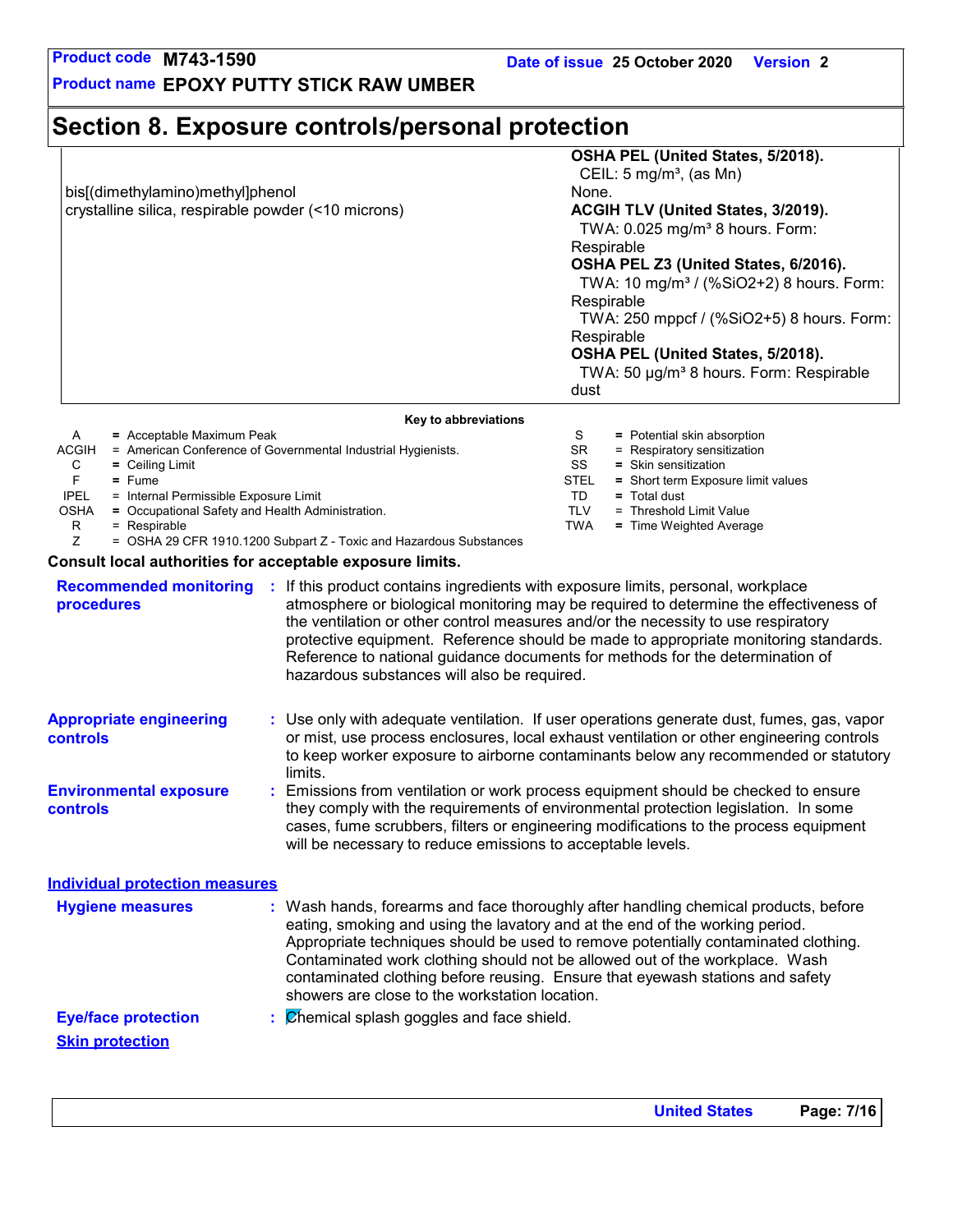# Section 8. Exposure controls/personal protection

| | |
|---|---|
| | **OSHA PEL (United States, 5/2018).**<br>CEIL: 5 mg/m³, (as Mn) |
| bis[(dimethylamino)methyl]phenol | None. |
| crystalline silica, respirable powder (<10 microns) | **ACGIH TLV (United States, 3/2019).**<br>TWA: 0.025 mg/m³ 8 hours. Form: Respirable<br>**OSHA PEL Z3 (United States, 6/2016).**<br>TWA: 10 mg/m³ / (%SiO2+2) 8 hours. Form: Respirable<br>TWA: 250 mppcf / (%SiO2+5) 8 hours. Form: Respirable<br>**OSHA PEL (United States, 5/2018).**<br>TWA: 50 µg/m³ 8 hours. Form: Respirable dust |

**Key to abbreviations**

| | | | |
|---|---|---|---|
| A | = Acceptable Maximum Peak | S | = Potential skin absorption |
| ACGIH | = American Conference of Governmental Industrial Hygienists. | SR | = Respiratory sensitization |
| C | = Ceiling Limit | SS | = Skin sensitization |
| F | = Fume | STEL | = Short term Exposure limit values |
| IPEL | = Internal Permissible Exposure Limit | TD | = Total dust |
| OSHA | = Occupational Safety and Health Administration. | TLV | = Threshold Limit Value |
| R | = Respirable | TWA | = Time Weighted Average |
| Z | = OSHA 29 CFR 1910.1200 Subpart Z - Toxic and Hazardous Substances | | |

**Consult local authorities for acceptable exposure limits.**

**Recommended monitoring procedures** : If this product contains ingredients with exposure limits, personal, workplace atmosphere or biological monitoring may be required to determine the effectiveness of the ventilation or other control measures and/or the necessity to use respiratory protective equipment. Reference should be made to appropriate monitoring standards. Reference to national guidance documents for methods for the determination of hazardous substances will also be required.

**Appropriate engineering controls** : Use only with adequate ventilation. If user operations generate dust, fumes, gas, vapor or mist, use process enclosures, local exhaust ventilation or other engineering controls to keep worker exposure to airborne contaminants below any recommended or statutory limits.

**Environmental exposure controls** : Emissions from ventilation or work process equipment should be checked to ensure they comply with the requirements of environmental protection legislation. In some cases, fume scrubbers, filters or engineering modifications to the process equipment will be necessary to reduce emissions to acceptable levels.

## Individual protection measures

**Hygiene measures** : Wash hands, forearms and face thoroughly after handling chemical products, before eating, smoking and using the lavatory and at the end of the working period. Appropriate techniques should be used to remove potentially contaminated clothing. Contaminated work clothing should not be allowed out of the workplace. Wash contaminated clothing before reusing. Ensure that eyewash stations and safety showers are close to the workstation location.

**Eye/face protection** : Chemical splash goggles and face shield.

**Skin protection**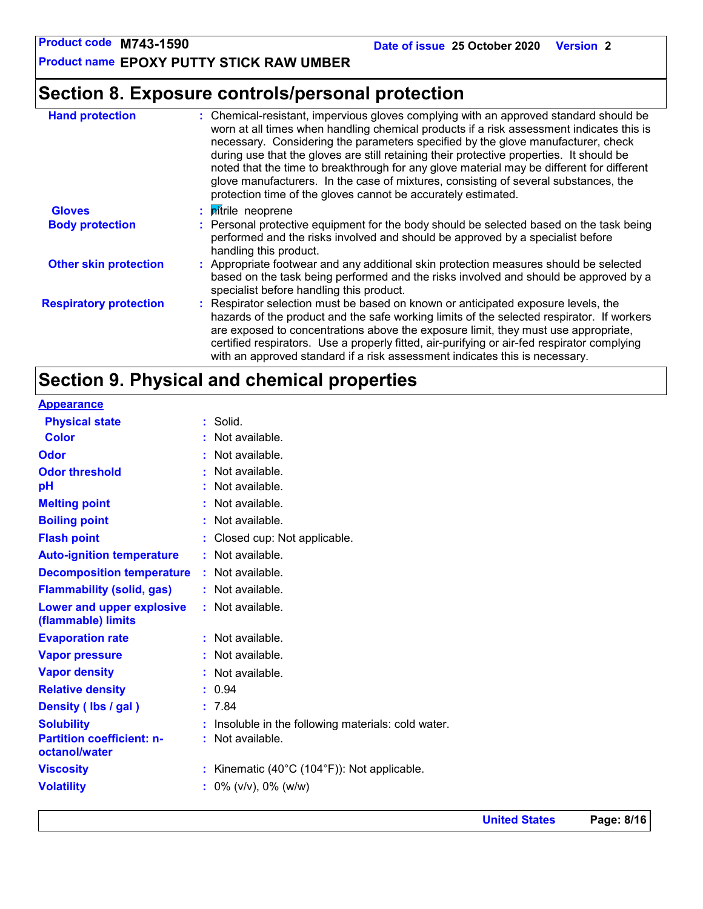## Section 8. Exposure controls/personal protection

| | | |
|---|---|---|
| **Hand protection** | : | Chemical-resistant, impervious gloves complying with an approved standard should be worn at all times when handling chemical products if a risk assessment indicates this is necessary. Considering the parameters specified by the glove manufacturer, check during use that the gloves are still retaining their protective properties. It should be noted that the time to breakthrough for any glove material may be different for different glove manufacturers. In the case of mixtures, consisting of several substances, the protection time of the gloves cannot be accurately estimated. |
| **Gloves** | : | nitrile neoprene |
| **Body protection** | : | Personal protective equipment for the body should be selected based on the task being performed and the risks involved and should be approved by a specialist before handling this product. |
| **Other skin protection** | : | Appropriate footwear and any additional skin protection measures should be selected based on the task being performed and the risks involved and should be approved by a specialist before handling this product. |
| **Respiratory protection** | : | Respirator selection must be based on known or anticipated exposure levels, the hazards of the product and the safe working limits of the selected respirator. If workers are exposed to concentrations above the exposure limit, they must use appropriate, certified respirators. Use a properly fitted, air-purifying or air-fed respirator complying with an approved standard if a risk assessment indicates this is necessary. |

## Section 9. Physical and chemical properties

**Appearance**

| | | |
|---|---|---|
| **Physical state** | : | Solid. |
| **Color** | : | Not available. |
| **Odor** | : | Not available. |
| **Odor threshold** | : | Not available. |
| **pH** | : | Not available. |
| **Melting point** | : | Not available. |
| **Boiling point** | : | Not available. |
| **Flash point** | : | Closed cup: Not applicable. |
| **Auto-ignition temperature** | : | Not available. |
| **Decomposition temperature** | : | Not available. |
| **Flammability (solid, gas)** | : | Not available. |
| **Lower and upper explosive (flammable) limits** | : | Not available. |
| **Evaporation rate** | : | Not available. |
| **Vapor pressure** | : | Not available. |
| **Vapor density** | : | Not available. |
| **Relative density** | : | 0.94 |
| **Density ( lbs / gal )** | : | 7.84 |
| **Solubility** | : | Insoluble in the following materials: cold water. |
| **Partition coefficient: n-octanol/water** | : | Not available. |
| **Viscosity** | : | Kinematic (40°C (104°F)): Not applicable. |
| **Volatility** | : | 0% (v/v), 0% (w/w) |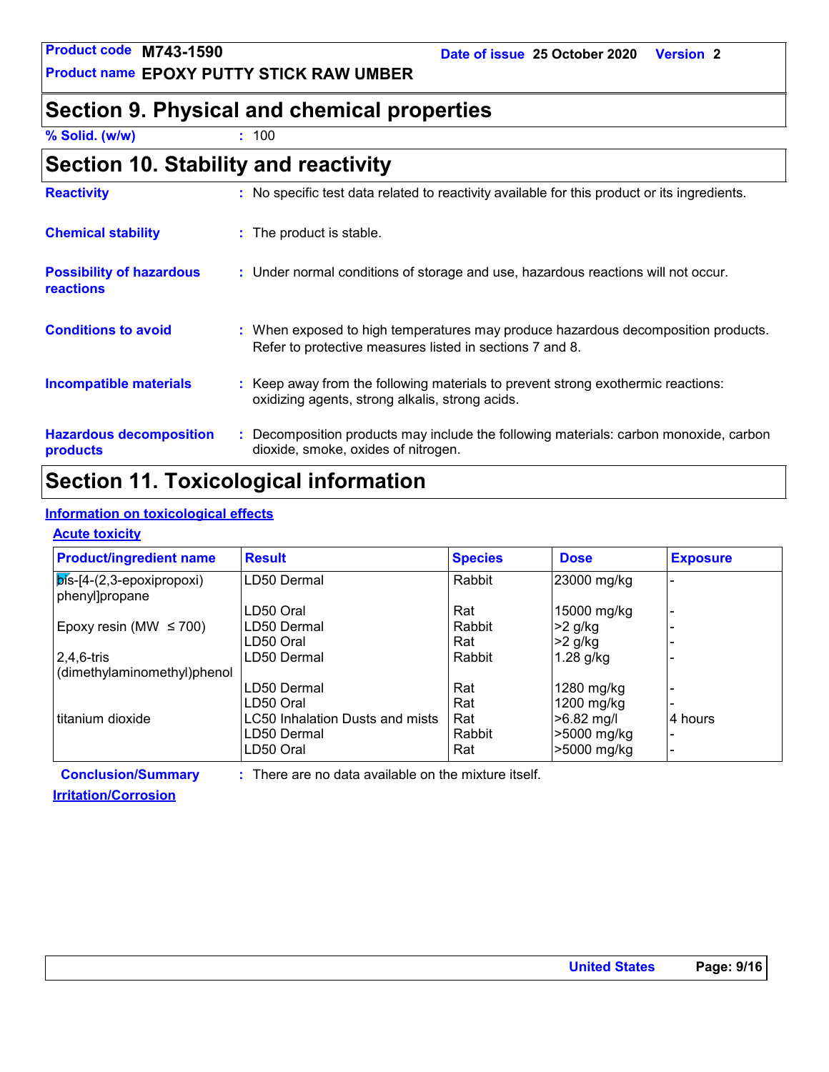## Section 9. Physical and chemical properties

**% Solid. (w/w)** : 100

## Section 10. Stability and reactivity

**Reactivity** : No specific test data related to reactivity available for this product or its ingredients.

**Chemical stability** : The product is stable.

**Possibility of hazardous reactions** : Under normal conditions of storage and use, hazardous reactions will not occur.

**Conditions to avoid** : When exposed to high temperatures may produce hazardous decomposition products. Refer to protective measures listed in sections 7 and 8.

**Incompatible materials** : Keep away from the following materials to prevent strong exothermic reactions: oxidizing agents, strong alkalis, strong acids.

**Hazardous decomposition products** : Decomposition products may include the following materials: carbon monoxide, carbon dioxide, smoke, oxides of nitrogen.

## Section 11. Toxicological information

### Information on toxicological effects

#### Acute toxicity

| Product/ingredient name | Result | Species | Dose | Exposure |
|---|---|---|---|---|
| bis-[4-(2,3-epoxipropoxi) phenyl]propane | LD50 Dermal | Rabbit | 23000 mg/kg | - |
| | LD50 Oral | Rat | 15000 mg/kg | - |
| Epoxy resin (MW ≤ 700) | LD50 Dermal | Rabbit | >2 g/kg | - |
| | LD50 Oral | Rat | >2 g/kg | - |
| 2,4,6-tris (dimethylaminomethyl)phenol | LD50 Dermal | Rabbit | 1.28 g/kg | - |
| | LD50 Dermal | Rat | 1280 mg/kg | - |
| | LD50 Oral | Rat | 1200 mg/kg | - |
| titanium dioxide | LC50 Inhalation Dusts and mists | Rat | >6.82 mg/l | 4 hours |
| | LD50 Dermal | Rabbit | >5000 mg/kg | - |
| | LD50 Oral | Rat | >5000 mg/kg | - |

**Conclusion/Summary** : There are no data available on the mixture itself.

#### Irritation/Corrosion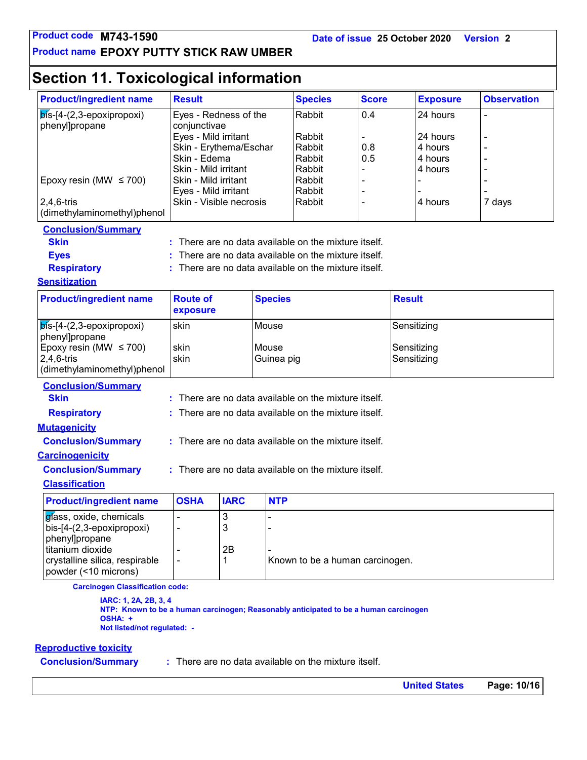## Section 11. Toxicological information

| Product/ingredient name | Result | Species | Score | Exposure | Observation |
|---|---|---|---|---|---|
| bis-[4-(2,3-epoxipropoxi) phenyl]propane | Eyes - Redness of the conjunctivae | Rabbit | 0.4 | 24 hours | - |
| | Eyes - Mild irritant | Rabbit | - | 24 hours | - |
| | Skin - Erythema/Eschar | Rabbit | 0.8 | 4 hours | - |
| | Skin - Edema | Rabbit | 0.5 | 4 hours | - |
| | Skin - Mild irritant | Rabbit | - | 4 hours | - |
| Epoxy resin (MW ≤ 700) | Skin - Mild irritant | Rabbit | - | - | - |
| | Eyes - Mild irritant | Rabbit | - | - | - |
| 2,4,6-tris (dimethylaminomethyl)phenol | Skin - Visible necrosis | Rabbit | - | 4 hours | 7 days |

**Conclusion/Summary**

**Skin** : There are no data available on the mixture itself.

**Eyes** : There are no data available on the mixture itself.

**Respiratory** : There are no data available on the mixture itself.

### Sensitization

| Product/ingredient name | Route of exposure | Species | Result |
|---|---|---|---|
| bis-[4-(2,3-epoxipropoxi) phenyl]propane | skin | Mouse | Sensitizing |
| Epoxy resin (MW ≤ 700) | skin | Mouse | Sensitizing |
| 2,4,6-tris (dimethylaminomethyl)phenol | skin | Guinea pig | Sensitizing |

**Conclusion/Summary**

**Skin** : There are no data available on the mixture itself.

**Respiratory** : There are no data available on the mixture itself.

### Mutagenicity

**Conclusion/Summary** : There are no data available on the mixture itself.

### Carcinogenicity

**Conclusion/Summary** : There are no data available on the mixture itself.

**Classification**

| Product/ingredient name | OSHA | IARC | NTP |
|---|---|---|---|
| glass, oxide, chemicals | - | 3 | - |
| bis-[4-(2,3-epoxipropoxi) phenyl]propane | - | 3 | - |
| titanium dioxide | - | 2B | - |
| crystalline silica, respirable powder (<10 microns) | - | 1 | Known to be a human carcinogen. |

**Carcinogen Classification code:**

**IARC: 1, 2A, 2B, 3, 4**
**NTP: Known to be a human carcinogen; Reasonably anticipated to be a human carcinogen**
**OSHA: +**
**Not listed/not regulated: -**

### Reproductive toxicity

**Conclusion/Summary** : There are no data available on the mixture itself.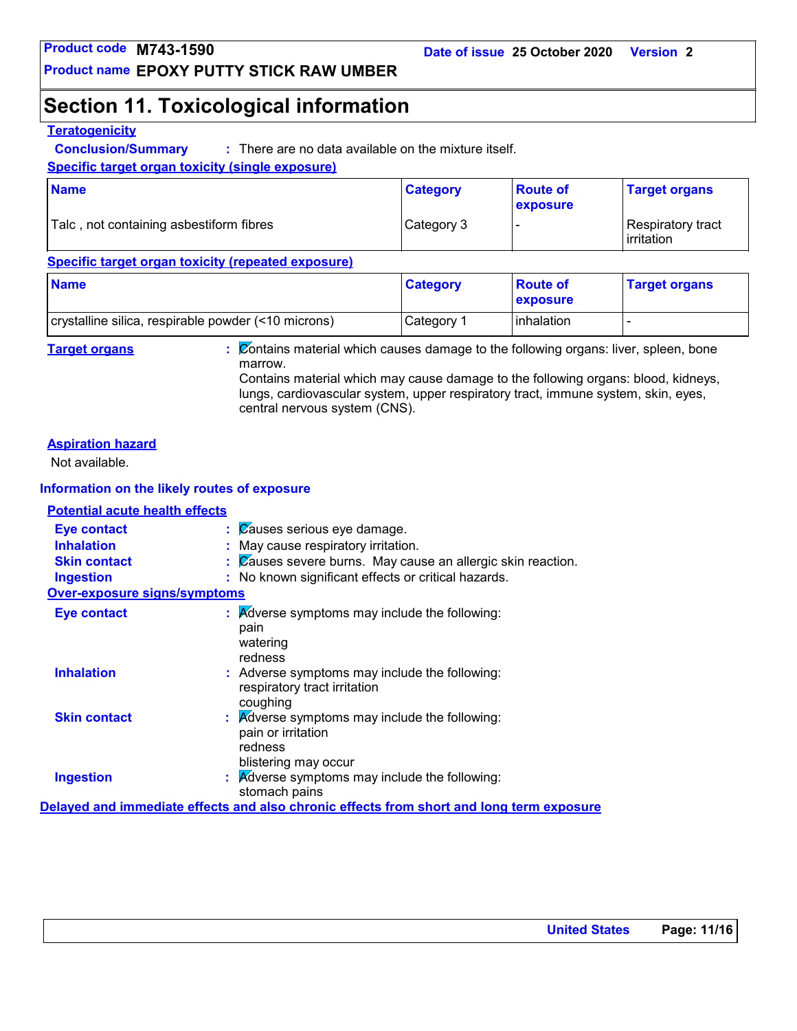# Section 11. Toxicological information

**Teratogenicity**

**Conclusion/Summary** : There are no data available on the mixture itself.

**Specific target organ toxicity (single exposure)**

| Name | Category | Route of exposure | Target organs |
|---|---|---|---|
| Talc , not containing asbestiform fibres | Category 3 | - | Respiratory tract irritation |

**Specific target organ toxicity (repeated exposure)**

| Name | Category | Route of exposure | Target organs |
|---|---|---|---|
| crystalline silica, respirable powder (<10 microns) | Category 1 | inhalation | - |

**Target organs** : Contains material which causes damage to the following organs: liver, spleen, bone marrow.
Contains material which may cause damage to the following organs: blood, kidneys, lungs, cardiovascular system, upper respiratory tract, immune system, skin, eyes, central nervous system (CNS).

**Aspiration hazard**

Not available.

## Information on the likely routes of exposure

**Potential acute health effects**

**Eye contact** : Causes serious eye damage.
**Inhalation** : May cause respiratory irritation.
**Skin contact** : Causes severe burns. May cause an allergic skin reaction.
**Ingestion** : No known significant effects or critical hazards.

**Over-exposure signs/symptoms**

**Eye contact** : Adverse symptoms may include the following:
pain
watering
redness

**Inhalation** : Adverse symptoms may include the following:
respiratory tract irritation
coughing

**Skin contact** : Adverse symptoms may include the following:
pain or irritation
redness
blistering may occur

**Ingestion** : Adverse symptoms may include the following:
stomach pains

**Delayed and immediate effects and also chronic effects from short and long term exposure**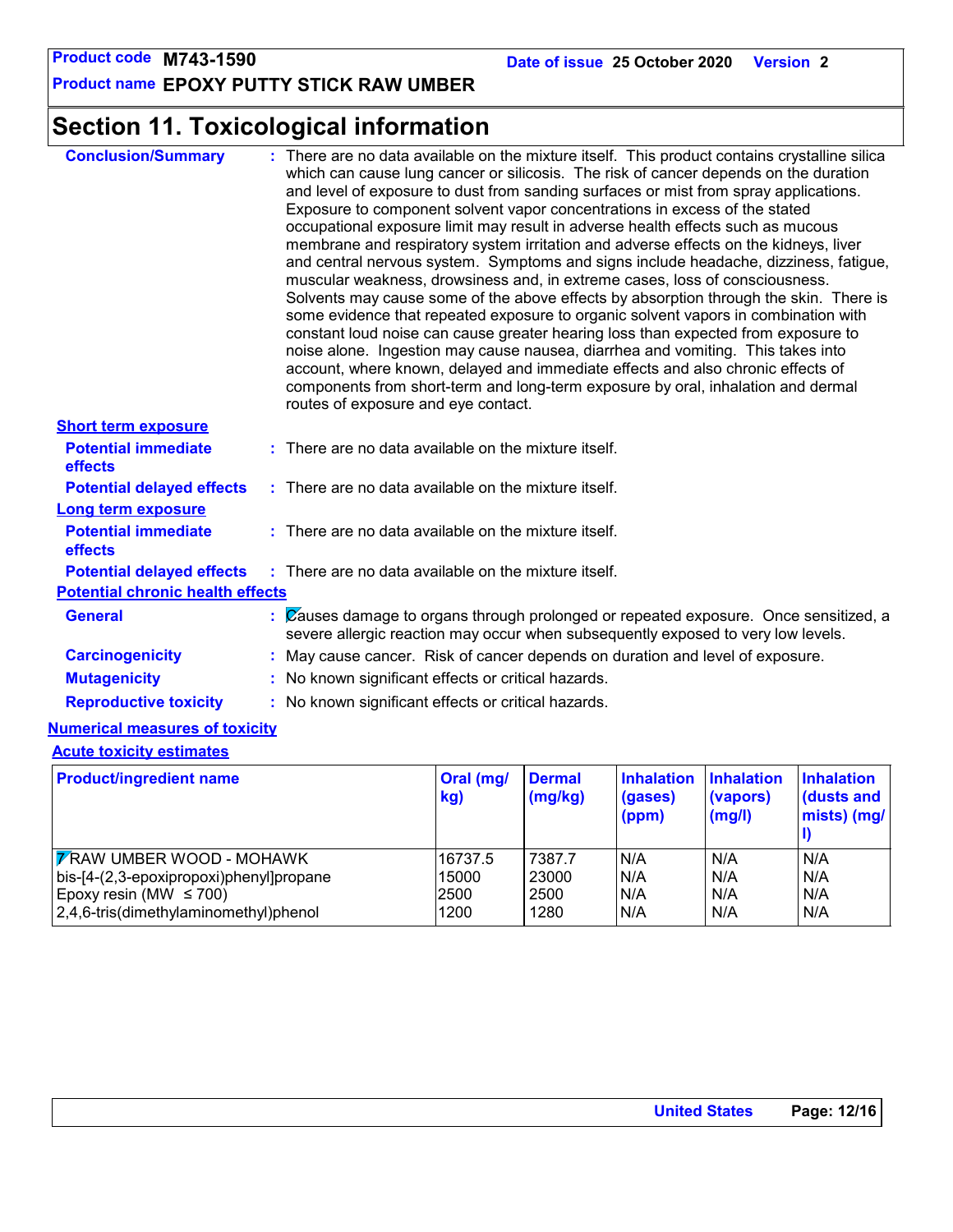**Product code** M743-1590 **Date of issue** 25 October 2020 **Version** 2

**Product name** EPOXY PUTTY STICK RAW UMBER

# Section 11. Toxicological information

**Conclusion/Summary** : There are no data available on the mixture itself. This product contains crystalline silica which can cause lung cancer or silicosis. The risk of cancer depends on the duration and level of exposure to dust from sanding surfaces or mist from spray applications. Exposure to component solvent vapor concentrations in excess of the stated occupational exposure limit may result in adverse health effects such as mucous membrane and respiratory system irritation and adverse effects on the kidneys, liver and central nervous system. Symptoms and signs include headache, dizziness, fatigue, muscular weakness, drowsiness and, in extreme cases, loss of consciousness. Solvents may cause some of the above effects by absorption through the skin. There is some evidence that repeated exposure to organic solvent vapors in combination with constant loud noise can cause greater hearing loss than expected from exposure to noise alone. Ingestion may cause nausea, diarrhea and vomiting. This takes into account, where known, delayed and immediate effects and also chronic effects of components from short-term and long-term exposure by oral, inhalation and dermal routes of exposure and eye contact.

**Short term exposure**

**Potential immediate effects** : There are no data available on the mixture itself.

**Potential delayed effects** : There are no data available on the mixture itself.

**Long term exposure**

**Potential immediate effects** : There are no data available on the mixture itself.

**Potential delayed effects** : There are no data available on the mixture itself.

**Potential chronic health effects**

**General** : Causes damage to organs through prolonged or repeated exposure. Once sensitized, a severe allergic reaction may occur when subsequently exposed to very low levels.

**Carcinogenicity** : May cause cancer. Risk of cancer depends on duration and level of exposure.

**Mutagenicity** : No known significant effects or critical hazards.

**Reproductive toxicity** : No known significant effects or critical hazards.

**Numerical measures of toxicity**

**Acute toxicity estimates**

| Product/ingredient name | Oral (mg/kg) | Dermal (mg/kg) | Inhalation (gases) (ppm) | Inhalation (vapors) (mg/l) | Inhalation (dusts and mists) (mg/l) |
|---|---|---|---|---|---|
| RAW UMBER WOOD - MOHAWK | 16737.5 | 7387.7 | N/A | N/A | N/A |
| bis-[4-(2,3-epoxipropoxi)phenyl]propane | 15000 | 23000 | N/A | N/A | N/A |
| Epoxy resin (MW ≤ 700) | 2500 | 2500 | N/A | N/A | N/A |
| 2,4,6-tris(dimethylaminomethyl)phenol | 1200 | 1280 | N/A | N/A | N/A |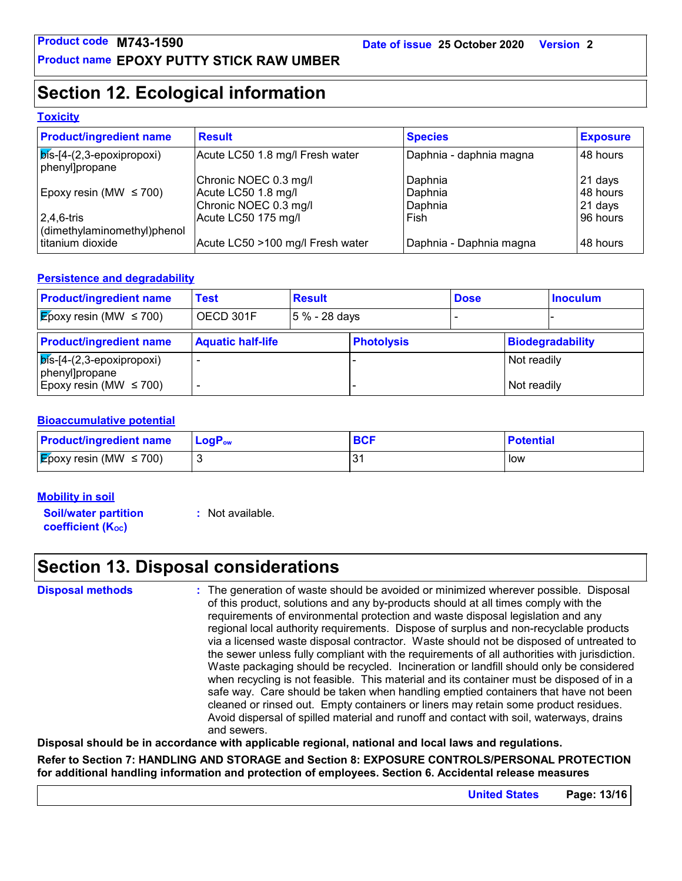# Section 12. Ecological information

### Toxicity

| Product/ingredient name | Result | Species | Exposure |
|---|---|---|---|
| bis-[4-(2,3-epoxipropoxi) phenyl]propane | Acute LC50 1.8 mg/l Fresh water | Daphnia - daphnia magna | 48 hours |
| | Chronic NOEC 0.3 mg/l | Daphnia | 21 days |
| Epoxy resin (MW ≤ 700) | Acute LC50 1.8 mg/l | Daphnia | 48 hours |
| | Chronic NOEC 0.3 mg/l | Daphnia | 21 days |
| 2,4,6-tris (dimethylaminomethyl)phenol | Acute LC50 175 mg/l | Fish | 96 hours |
| titanium dioxide | Acute LC50 >100 mg/l Fresh water | Daphnia - Daphnia magna | 48 hours |

### Persistence and degradability

| Product/ingredient name | Test | Result | Dose | Inoculum |
|---|---|---|---|---|
| Epoxy resin (MW ≤ 700) | OECD 301F | 5 % - 28 days | - | - |

| Product/ingredient name | Aquatic half-life | Photolysis | Biodegradability |
|---|---|---|---|
| bis-[4-(2,3-epoxipropoxi) phenyl]propane | - | - | Not readily |
| Epoxy resin (MW ≤ 700) | - | - | Not readily |

### Bioaccumulative potential

| Product/ingredient name | $LogP_{ow}$ | BCF | Potential |
|---|---|---|---|
| Epoxy resin (MW ≤ 700) | 3 | 31 | low |

### Mobility in soil

**Soil/water partition coefficient ($K_{OC}$)** : Not available.

# Section 13. Disposal considerations

**Disposal methods** : The generation of waste should be avoided or minimized wherever possible. Disposal of this product, solutions and any by-products should at all times comply with the requirements of environmental protection and waste disposal legislation and any regional local authority requirements. Dispose of surplus and non-recyclable products via a licensed waste disposal contractor. Waste should not be disposed of untreated to the sewer unless fully compliant with the requirements of all authorities with jurisdiction. Waste packaging should be recycled. Incineration or landfill should only be considered when recycling is not feasible. This material and its container must be disposed of in a safe way. Care should be taken when handling emptied containers that have not been cleaned or rinsed out. Empty containers or liners may retain some product residues. Avoid dispersal of spilled material and runoff and contact with soil, waterways, drains and sewers.

**Disposal should be in accordance with applicable regional, national and local laws and regulations.**

**Refer to Section 7: HANDLING AND STORAGE and Section 8: EXPOSURE CONTROLS/PERSONAL PROTECTION for additional handling information and protection of employees. Section 6. Accidental release measures**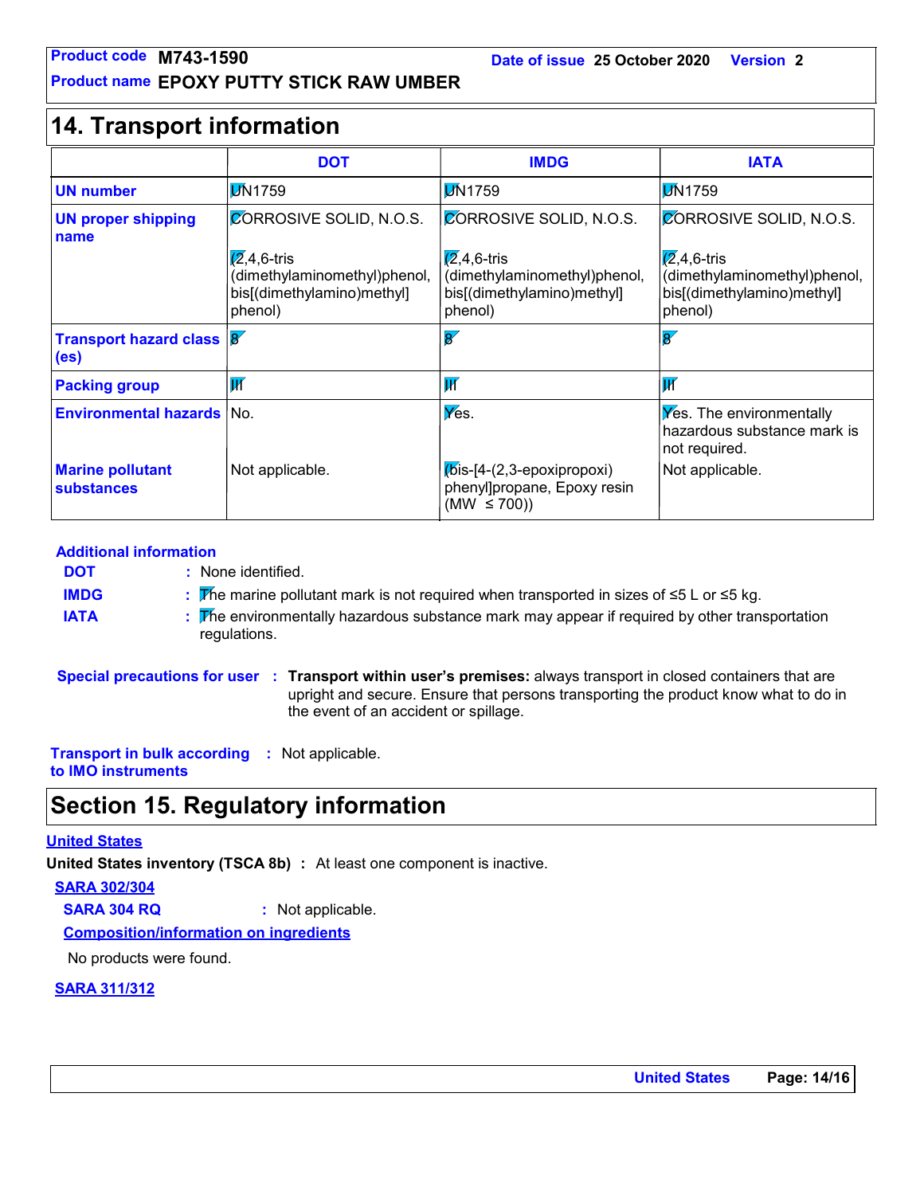## 14. Transport information

| | DOT | IMDG | IATA |
|---|---|---|---|
| UN number | UN1759 | UN1759 | UN1759 |
| UN proper shipping name | CORROSIVE SOLID, N.O.S. (2,4,6-tris (dimethylaminomethyl)phenol, bis[(dimethylamino)methyl] phenol) | CORROSIVE SOLID, N.O.S. (2,4,6-tris (dimethylaminomethyl)phenol, bis[(dimethylamino)methyl] phenol) | CORROSIVE SOLID, N.O.S. (2,4,6-tris (dimethylaminomethyl)phenol, bis[(dimethylamino)methyl] phenol) |
| Transport hazard class (es) | 8 | 8 | 8 |
| Packing group | III | III | III |
| Environmental hazards | No. | Yes. | Yes. The environmentally hazardous substance mark is not required. |
| Marine pollutant substances | Not applicable. | (bis-[4-(2,3-epoxipropoxi) phenyl]propane, Epoxy resin (MW ≤ 700)) | Not applicable. |

**Additional information**

**DOT** : None identified.

**IMDG** : The marine pollutant mark is not required when transported in sizes of ≤5 L or ≤5 kg.

**IATA** : The environmentally hazardous substance mark may appear if required by other transportation regulations.

**Special precautions for user** : **Transport within user's premises:** always transport in closed containers that are upright and secure. Ensure that persons transporting the product know what to do in the event of an accident or spillage.

**Transport in bulk according to IMO instruments** : Not applicable.

## Section 15. Regulatory information

**United States**

**United States inventory (TSCA 8b)** : At least one component is inactive.

**SARA 302/304**

**SARA 304 RQ** : Not applicable.

**Composition/information on ingredients**

No products were found.

**SARA 311/312**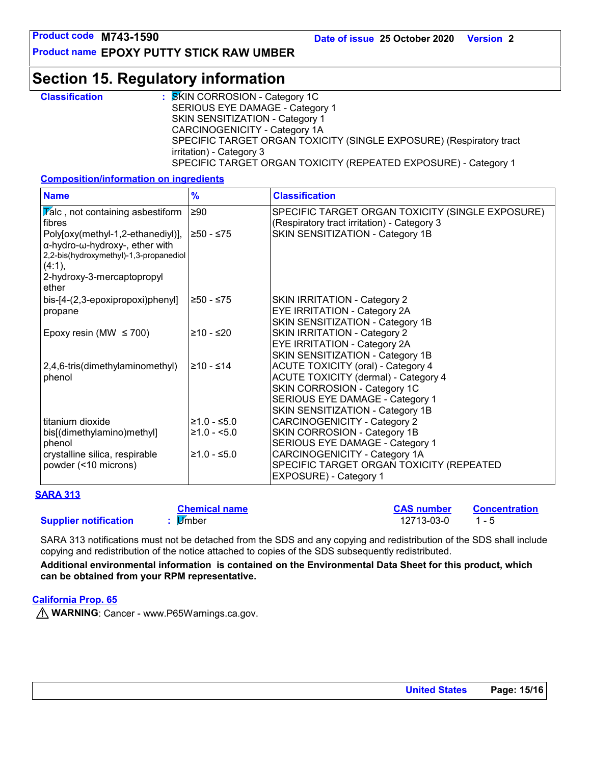## Section 15. Regulatory information

**Classification** : SKIN CORROSION - Category 1C
SERIOUS EYE DAMAGE - Category 1
SKIN SENSITIZATION - Category 1
CARCINOGENICITY - Category 1A
SPECIFIC TARGET ORGAN TOXICITY (SINGLE EXPOSURE) (Respiratory tract irritation) - Category 3
SPECIFIC TARGET ORGAN TOXICITY (REPEATED EXPOSURE) - Category 1

**Composition/information on ingredients**

| Name | % | Classification |
|---|---|---|
| Talc , not containing asbestiform fibres | ≥90 | SPECIFIC TARGET ORGAN TOXICITY (SINGLE EXPOSURE) (Respiratory tract irritation) - Category 3 |
| Poly[oxy(methyl-1,2-ethanediyl)], α-hydro-ω-hydroxy-, ether with 2,2-bis(hydroxymethyl)-1,3-propanediol (4:1), 2-hydroxy-3-mercaptopropyl ether | ≥50 - ≤75 | SKIN SENSITIZATION - Category 1B |
| bis-[4-(2,3-epoxipropoxi)phenyl] propane | ≥50 - ≤75 | SKIN IRRITATION - Category 2<br>EYE IRRITATION - Category 2A<br>SKIN SENSITIZATION - Category 1B |
| Epoxy resin (MW ≤ 700) | ≥10 - ≤20 | SKIN IRRITATION - Category 2<br>EYE IRRITATION - Category 2A<br>SKIN SENSITIZATION - Category 1B |
| 2,4,6-tris(dimethylaminomethyl) phenol | ≥10 - ≤14 | ACUTE TOXICITY (oral) - Category 4<br>ACUTE TOXICITY (dermal) - Category 4<br>SKIN CORROSION - Category 1C<br>SERIOUS EYE DAMAGE - Category 1<br>SKIN SENSITIZATION - Category 1B |
| titanium dioxide | ≥1.0 - ≤5.0 | CARCINOGENICITY - Category 2 |
| bis[(dimethylamino)methyl] phenol | ≥1.0 - <5.0 | SKIN CORROSION - Category 1B<br>SERIOUS EYE DAMAGE - Category 1 |
| crystalline silica, respirable powder (<10 microns) | ≥1.0 - ≤5.0 | CARCINOGENICITY - Category 1A<br>SPECIFIC TARGET ORGAN TOXICITY (REPEATED EXPOSURE) - Category 1 |

**SARA 313**

| | Chemical name | CAS number | Concentration |
|---|---|---|---|
| **Supplier notification** : | Umber | 12713-03-0 | 1 - 5 |

SARA 313 notifications must not be detached from the SDS and any copying and redistribution of the SDS shall include copying and redistribution of the notice attached to copies of the SDS subsequently redistributed.

**Additional environmental information is contained on the Environmental Data Sheet for this product, which can be obtained from your RPM representative.**

**California Prop. 65**

⚠ **WARNING**: Cancer - www.P65Warnings.ca.gov.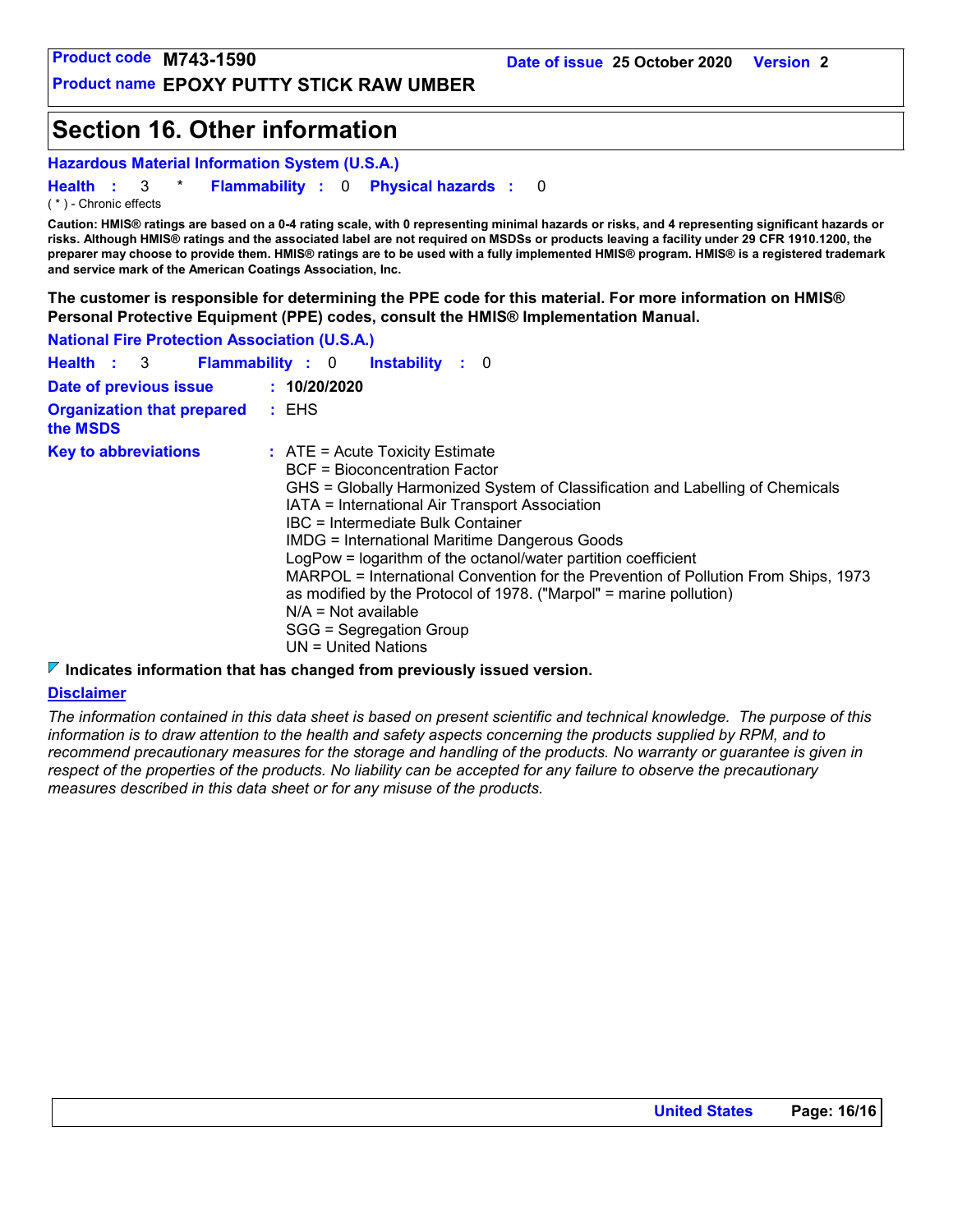## Section 16. Other information

**Hazardous Material Information System (U.S.A.)**

**Health** : 3 * **Flammability** : 0 **Physical hazards** : 0

( * ) - Chronic effects

**Caution: HMIS® ratings are based on a 0-4 rating scale, with 0 representing minimal hazards or risks, and 4 representing significant hazards or risks. Although HMIS® ratings and the associated label are not required on MSDSs or products leaving a facility under 29 CFR 1910.1200, the preparer may choose to provide them. HMIS® ratings are to be used with a fully implemented HMIS® program. HMIS® is a registered trademark and service mark of the American Coatings Association, Inc.**

**The customer is responsible for determining the PPE code for this material. For more information on HMIS® Personal Protective Equipment (PPE) codes, consult the HMIS® Implementation Manual.**

**National Fire Protection Association (U.S.A.)**

**Health** : 3 **Flammability** : 0 **Instability** : 0

**Date of previous issue** : **10/20/2020**

**Organization that prepared the MSDS** : EHS

**Key to abbreviations** :
ATE = Acute Toxicity Estimate
BCF = Bioconcentration Factor
GHS = Globally Harmonized System of Classification and Labelling of Chemicals
IATA = International Air Transport Association
IBC = Intermediate Bulk Container
IMDG = International Maritime Dangerous Goods
LogPow = logarithm of the octanol/water partition coefficient
MARPOL = International Convention for the Prevention of Pollution From Ships, 1973 as modified by the Protocol of 1978. ("Marpol" = marine pollution)
N/A = Not available
SGG = Segregation Group
UN = United Nations

**Indicates information that has changed from previously issued version.**

**Disclaimer**

*The information contained in this data sheet is based on present scientific and technical knowledge. The purpose of this information is to draw attention to the health and safety aspects concerning the products supplied by RPM, and to recommend precautionary measures for the storage and handling of the products. No warranty or guarantee is given in respect of the properties of the products. No liability can be accepted for any failure to observe the precautionary measures described in this data sheet or for any misuse of the products.*